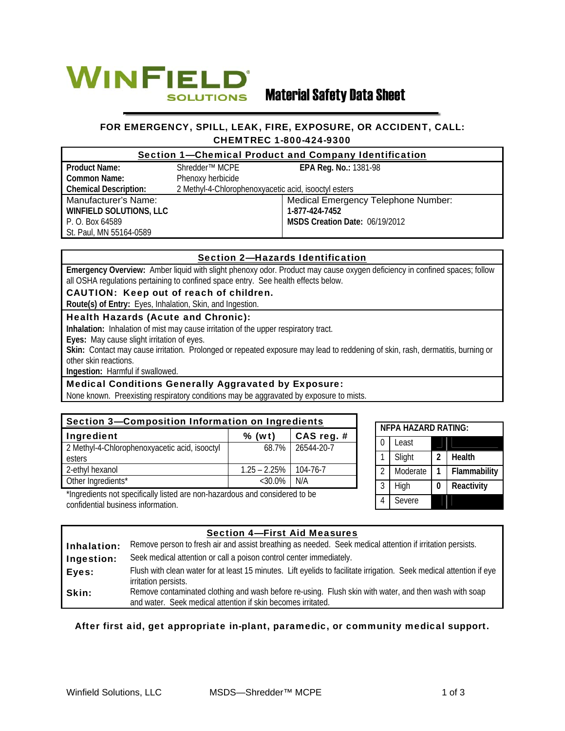# WINFIELD SOLUTIONS Material Safety Data Sheet

**FOR EMERGENCY, SPILL, LEAK, FIRE, EXPOSURE, OR ACCIDENT, CALL: CHEMTREC 1-800-424-9300**

## Section 1—Chemical Product and Company Identification

| | | |
|---|---|---|
| **Product Name:** | Shredder™ MCPE | **EPA Reg. No.:** 1381-98 |
| **Common Name:** | Phenoxy herbicide | |
| **Chemical Description:** | 2 Methyl-4-Chlorophenoxyacetic acid, isooctyl esters | |

| | |
|---|---|
| Manufacturer's Name: | Medical Emergency Telephone Number: |
| **WINFIELD SOLUTIONS, LLC** | **1-877-424-7452** |
| P. O. Box 64589 | **MSDS Creation Date:** 06/19/2012 |
| St. Paul, MN 55164-0589 | |

## Section 2—Hazards Identification

**Emergency Overview:** Amber liquid with slight phenoxy odor. Product may cause oxygen deficiency in confined spaces; follow all OSHA regulations pertaining to confined space entry. See health effects below.

**CAUTION: Keep out of reach of children.**

**Route(s) of Entry:** Eyes, Inhalation, Skin, and Ingestion.

### Health Hazards (Acute and Chronic):

**Inhalation:** Inhalation of mist may cause irritation of the upper respiratory tract.

**Eyes:** May cause slight irritation of eyes.

**Skin:** Contact may cause irritation. Prolonged or repeated exposure may lead to reddening of skin, rash, dermatitis, burning or other skin reactions.

**Ingestion:** Harmful if swallowed.

### Medical Conditions Generally Aggravated by Exposure:

None known. Preexisting respiratory conditions may be aggravated by exposure to mists.

## Section 3—Composition Information on Ingredients

| Ingredient | % (wt) | CAS reg. # |
|---|---|---|
| 2 Methyl-4-Chlorophenoxyacetic acid, isooctyl esters | 68.7% | 26544-20-7 |
| 2-ethyl hexanol | 1.25 – 2.25% | 104-76-7 |
| Other Ingredients* | <30.0% | N/A |

*Ingredients not specifically listed are non-hazardous and considered to be confidential business information.

| NFPA HAZARD RATING: | | | |
|---|---|---|---|
| 0 | Least | | |
| 1 | Slight | 2 | Health |
| 2 | Moderate | 1 | Flammability |
| 3 | High | 0 | Reactivity |
| 4 | Severe | | |

## Section 4—First Aid Measures

**Inhalation:** Remove person to fresh air and assist breathing as needed. Seek medical attention if irritation persists.

**Ingestion:** Seek medical attention or call a poison control center immediately.

**Eyes:** Flush with clean water for at least 15 minutes. Lift eyelids to facilitate irrigation. Seek medical attention if eye irritation persists.

**Skin:** Remove contaminated clothing and wash before re-using. Flush skin with water, and then wash with soap and water. Seek medical attention if skin becomes irritated.

**After first aid, get appropriate in-plant, paramedic, or community medical support.**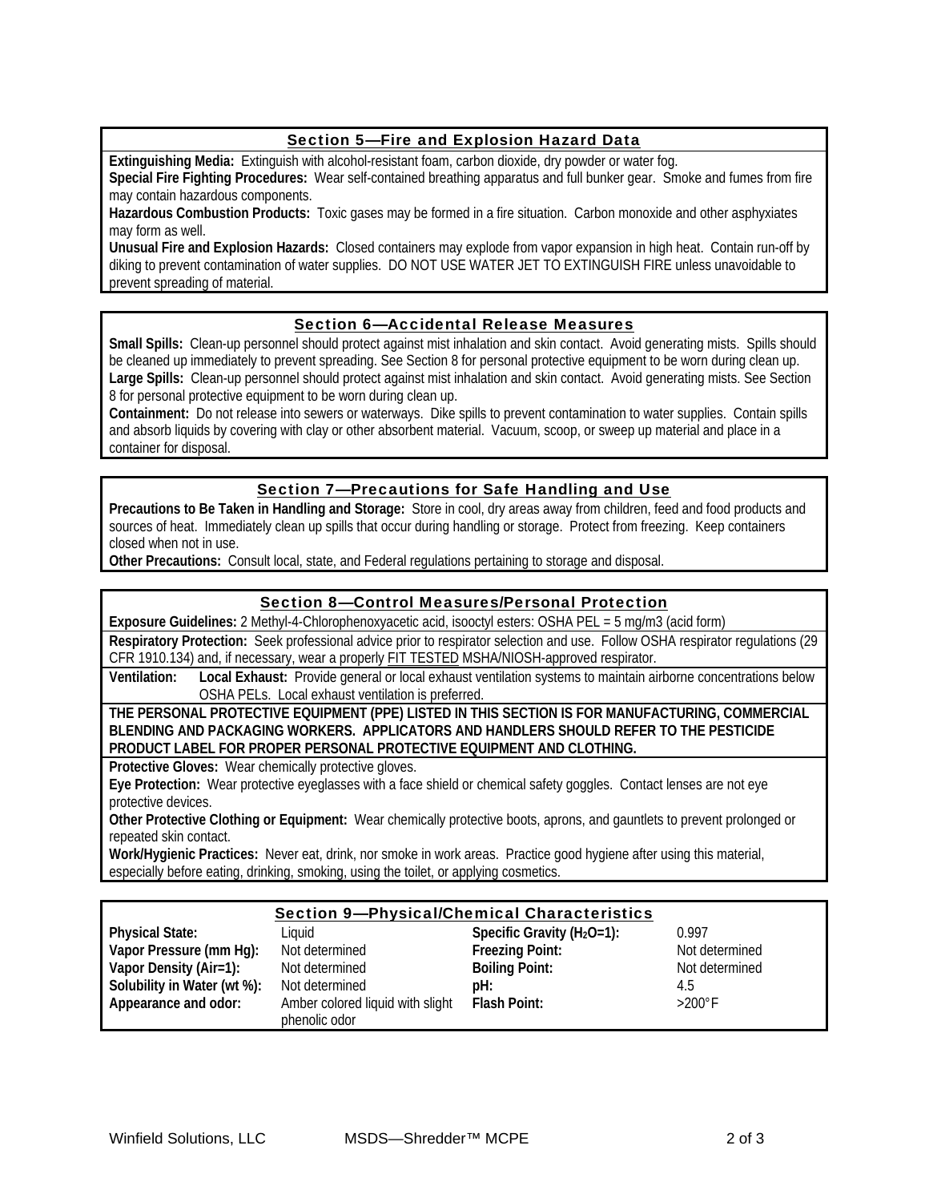## Section 5—Fire and Explosion Hazard Data

**Extinguishing Media:** Extinguish with alcohol-resistant foam, carbon dioxide, dry powder or water fog.
**Special Fire Fighting Procedures:** Wear self-contained breathing apparatus and full bunker gear. Smoke and fumes from fire may contain hazardous components.
**Hazardous Combustion Products:** Toxic gases may be formed in a fire situation. Carbon monoxide and other asphyxiates may form as well.
**Unusual Fire and Explosion Hazards:** Closed containers may explode from vapor expansion in high heat. Contain run-off by diking to prevent contamination of water supplies. DO NOT USE WATER JET TO EXTINGUISH FIRE unless unavoidable to prevent spreading of material.

## Section 6—Accidental Release Measures

**Small Spills:** Clean-up personnel should protect against mist inhalation and skin contact. Avoid generating mists. Spills should be cleaned up immediately to prevent spreading. See Section 8 for personal protective equipment to be worn during clean up.
**Large Spills:** Clean-up personnel should protect against mist inhalation and skin contact. Avoid generating mists. See Section 8 for personal protective equipment to be worn during clean up.
**Containment:** Do not release into sewers or waterways. Dike spills to prevent contamination to water supplies. Contain spills and absorb liquids by covering with clay or other absorbent material. Vacuum, scoop, or sweep up material and place in a container for disposal.

## Section 7—Precautions for Safe Handling and Use

**Precautions to Be Taken in Handling and Storage:** Store in cool, dry areas away from children, feed and food products and sources of heat. Immediately clean up spills that occur during handling or storage. Protect from freezing. Keep containers closed when not in use.
**Other Precautions:** Consult local, state, and Federal regulations pertaining to storage and disposal.

## Section 8—Control Measures/Personal Protection

**Exposure Guidelines:** 2 Methyl-4-Chlorophenoxyacetic acid, isooctyl esters: OSHA PEL = 5 mg/m3 (acid form)

**Respiratory Protection:** Seek professional advice prior to respirator selection and use. Follow OSHA respirator regulations (29 CFR 1910.134) and, if necessary, wear a properly FIT TESTED MSHA/NIOSH-approved respirator.

**Ventilation:** **Local Exhaust:** Provide general or local exhaust ventilation systems to maintain airborne concentrations below OSHA PELs. Local exhaust ventilation is preferred.

**THE PERSONAL PROTECTIVE EQUIPMENT (PPE) LISTED IN THIS SECTION IS FOR MANUFACTURING, COMMERCIAL BLENDING AND PACKAGING WORKERS. APPLICATORS AND HANDLERS SHOULD REFER TO THE PESTICIDE PRODUCT LABEL FOR PROPER PERSONAL PROTECTIVE EQUIPMENT AND CLOTHING.**

**Protective Gloves:** Wear chemically protective gloves.
**Eye Protection:** Wear protective eyeglasses with a face shield or chemical safety goggles. Contact lenses are not eye protective devices.
**Other Protective Clothing or Equipment:** Wear chemically protective boots, aprons, and gauntlets to prevent prolonged or repeated skin contact.
**Work/Hygienic Practices:** Never eat, drink, nor smoke in work areas. Practice good hygiene after using this material, especially before eating, drinking, smoking, using the toilet, or applying cosmetics.

## Section 9—Physical/Chemical Characteristics

| | | | |
|---|---|---|---|
| **Physical State:** | Liquid | **Specific Gravity ($H_2O$=1):** | 0.997 |
| **Vapor Pressure (mm Hg):** | Not determined | **Freezing Point:** | Not determined |
| **Vapor Density (Air=1):** | Not determined | **Boiling Point:** | Not determined |
| **Solubility in Water (wt %):** | Not determined | **pH:** | 4.5 |
| **Appearance and odor:** | Amber colored liquid with slight phenolic odor | **Flash Point:** | >200°F |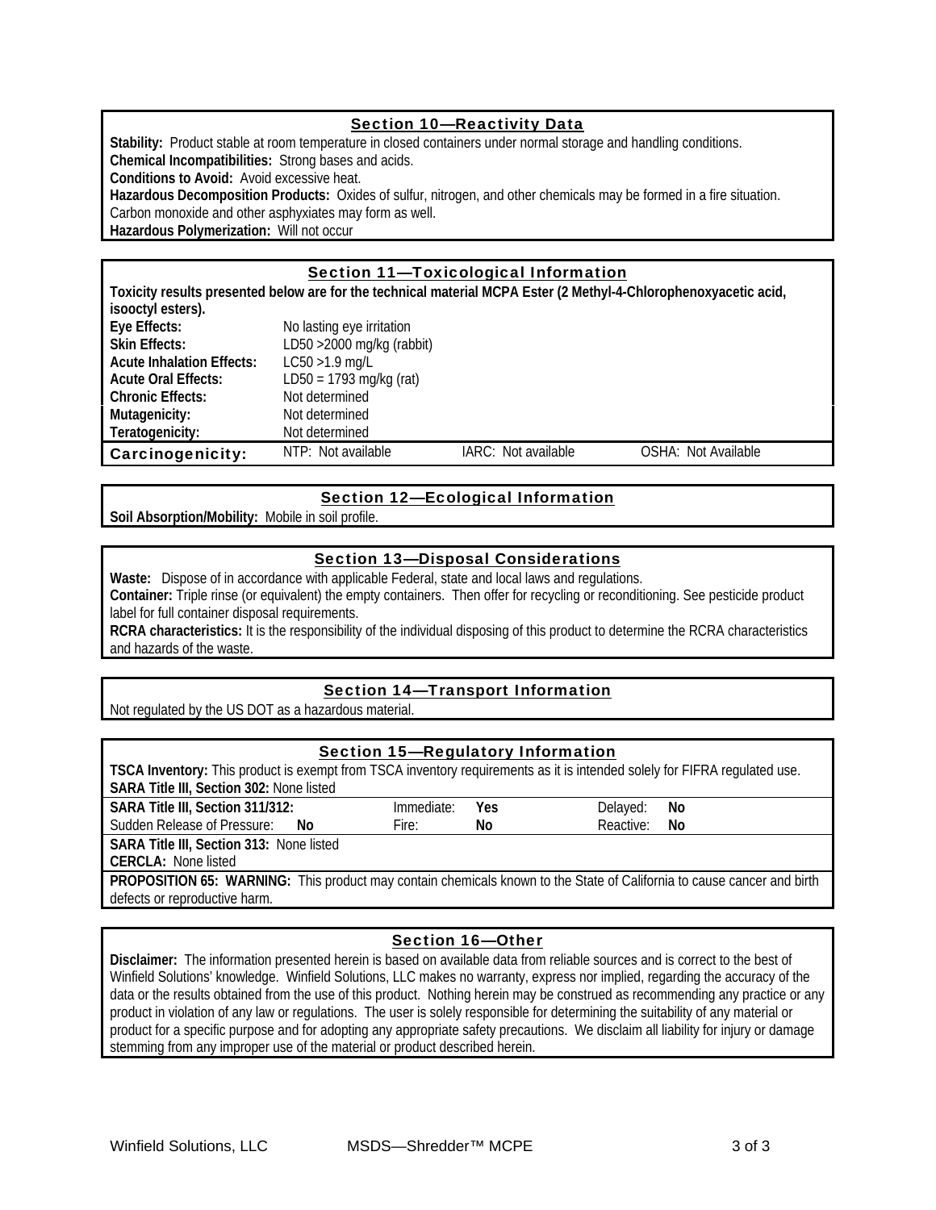## Section 10—Reactivity Data

**Stability:** Product stable at room temperature in closed containers under normal storage and handling conditions.
**Chemical Incompatibilities:** Strong bases and acids.
**Conditions to Avoid:** Avoid excessive heat.
**Hazardous Decomposition Products:** Oxides of sulfur, nitrogen, and other chemicals may be formed in a fire situation. Carbon monoxide and other asphyxiates may form as well.
**Hazardous Polymerization:** Will not occur

## Section 11—Toxicological Information

**Toxicity results presented below are for the technical material MCPA Ester (2 Methyl-4-Chlorophenoxyacetic acid, isooctyl esters).**

| | | | |
|---|---|---|---|
| **Eye Effects:** | No lasting eye irritation | | |
| **Skin Effects:** | LD50 >2000 mg/kg (rabbit) | | |
| **Acute Inhalation Effects:** | LC50 >1.9 mg/L | | |
| **Acute Oral Effects:** | LD50 = 1793 mg/kg (rat) | | |
| **Chronic Effects:** | Not determined | | |
| **Mutagenicity:** | Not determined | | |
| **Teratogenicity:** | Not determined | | |
| **Carcinogenicity:** | NTP: Not available | IARC: Not available | OSHA: Not Available |

## Section 12—Ecological Information

**Soil Absorption/Mobility:** Mobile in soil profile.

## Section 13—Disposal Considerations

**Waste:** Dispose of in accordance with applicable Federal, state and local laws and regulations.
**Container:** Triple rinse (or equivalent) the empty containers. Then offer for recycling or reconditioning. See pesticide product label for full container disposal requirements.
**RCRA characteristics:** It is the responsibility of the individual disposing of this product to determine the RCRA characteristics and hazards of the waste.

## Section 14—Transport Information

Not regulated by the US DOT as a hazardous material.

## Section 15—Regulatory Information

**TSCA Inventory:** This product is exempt from TSCA inventory requirements as it is intended solely for FIFRA regulated use.
**SARA Title III, Section 302:** None listed

| | | | |
|---|---|---|---|
| **SARA Title III, Section 311/312:** | Immediate: **Yes** | Delayed: **No** | |
| Sudden Release of Pressure: **No** | Fire: **No** | Reactive: **No** | |

**SARA Title III, Section 313:** None listed
**CERCLA:** None listed

**PROPOSITION 65: WARNING:** This product may contain chemicals known to the State of California to cause cancer and birth defects or reproductive harm.

## Section 16—Other

**Disclaimer:** The information presented herein is based on available data from reliable sources and is correct to the best of Winfield Solutions' knowledge. Winfield Solutions, LLC makes no warranty, express nor implied, regarding the accuracy of the data or the results obtained from the use of this product. Nothing herein may be construed as recommending any practice or any product in violation of any law or regulations. The user is solely responsible for determining the suitability of any material or product for a specific purpose and for adopting any appropriate safety precautions. We disclaim all liability for injury or damage stemming from any improper use of the material or product described herein.